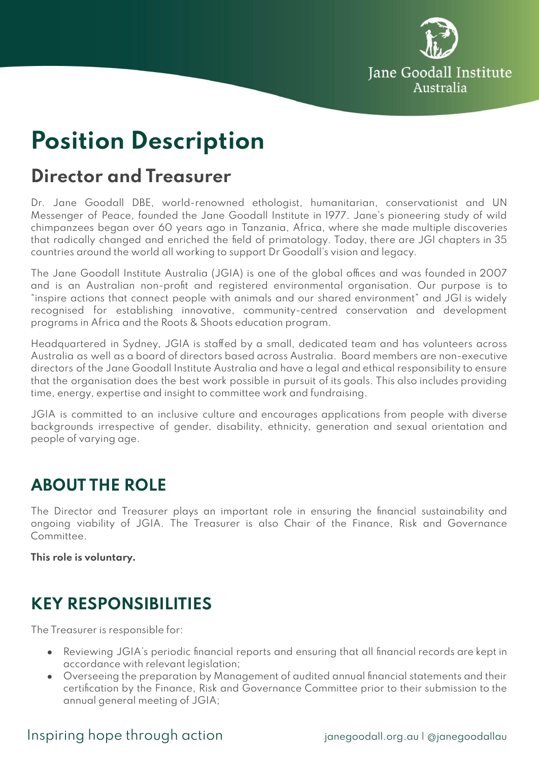# Position Description

## Director and Treasurer

Dr. Jane Goodall DBE, world-renowned ethologist, humanitarian, conservationist and UN Messenger of Peace, founded the Jane Goodall Institute in 1977. Jane's pioneering study of wild chimpanzees began over 60 years ago in Tanzania, Africa, where she made multiple discoveries that radically changed and enriched the field of primatology. Today, there are JGI chapters in 35 countries around the world all working to support Dr Goodall's vision and legacy.

The Jane Goodall Institute Australia (JGIA) is one of the global offices and was founded in 2007 and is an Australian non-profit and registered environmental organisation. Our purpose is to "inspire actions that connect people with animals and our shared environment" and JGI is widely recognised for establishing innovative, community-centred conservation and development programs in Africa and the Roots & Shoots education program.

Headquartered in Sydney, JGIA is staffed by a small, dedicated team and has volunteers across Australia as well as a board of directors based across Australia. Board members are non-executive directors of the Jane Goodall Institute Australia and have a legal and ethical responsibility to ensure that the organisation does the best work possible in pursuit of its goals. This also includes providing time, energy, expertise and insight to committee work and fundraising.

JGIA is committed to an inclusive culture and encourages applications from people with diverse backgrounds irrespective of gender, disability, ethnicity, generation and sexual orientation and people of varying age.

## ABOUT THE ROLE

The Director and Treasurer plays an important role in ensuring the financial sustainability and ongoing viability of JGIA. The Treasurer is also Chair of the Finance, Risk and Governance Committee.

**This role is voluntary.**

## KEY RESPONSIBILITIES

The Treasurer is responsible for:

- Reviewing JGIA's periodic financial reports and ensuring that all financial records are kept in accordance with relevant legislation;
- Overseeing the preparation by Management of audited annual financial statements and their certification by the Finance, Risk and Governance Committee prior to their submission to the annual general meeting of JGIA;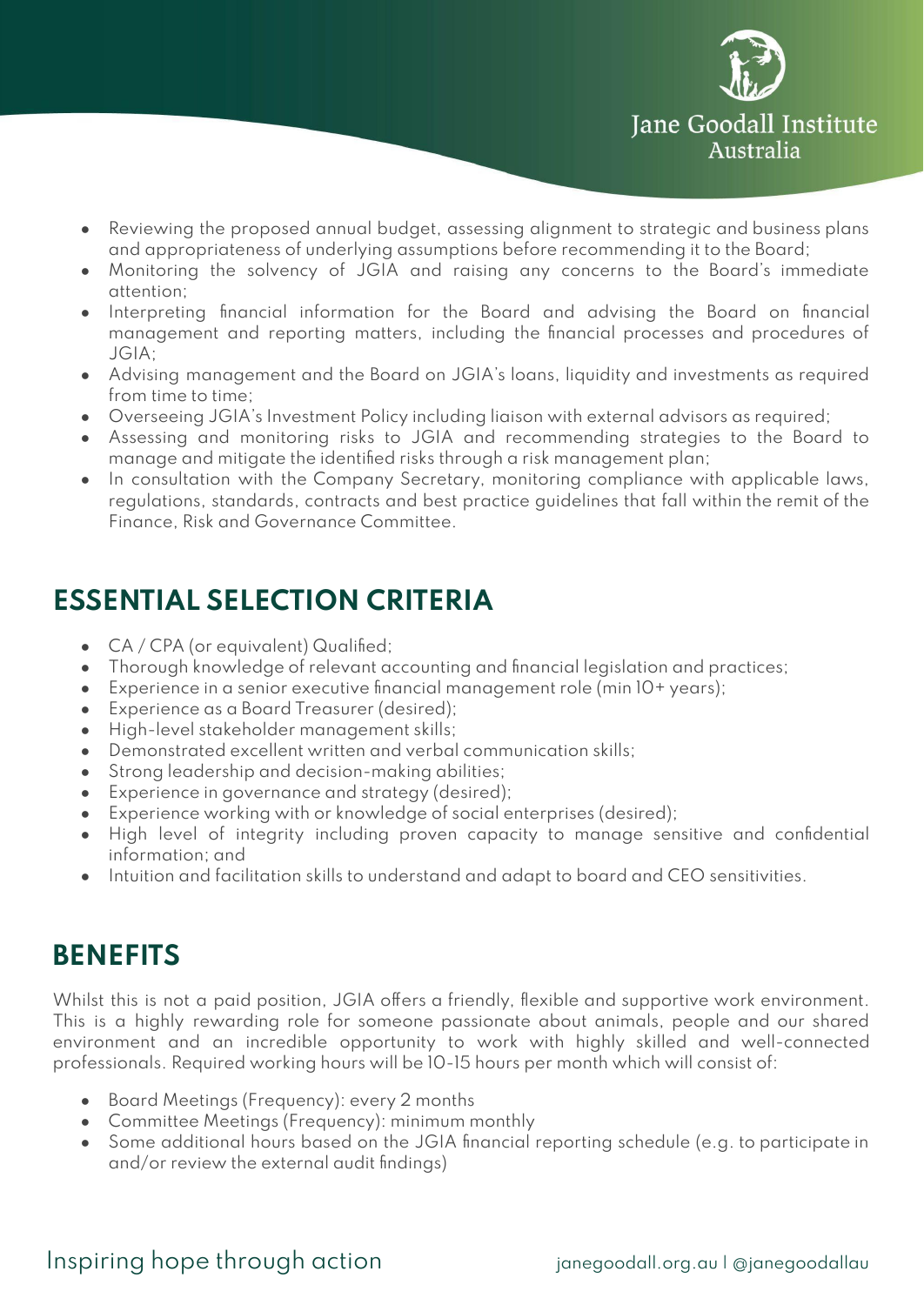- Reviewing the proposed annual budget, assessing alignment to strategic and business plans and appropriateness of underlying assumptions before recommending it to the Board;
- Monitoring the solvency of JGIA and raising any concerns to the Board's immediate attention;
- Interpreting financial information for the Board and advising the Board on financial management and reporting matters, including the financial processes and procedures of JGIA;
- Advising management and the Board on JGIA's loans, liquidity and investments as required from time to time;
- Overseeing JGIA's Investment Policy including liaison with external advisors as required;
- Assessing and monitoring risks to JGIA and recommending strategies to the Board to manage and mitigate the identified risks through a risk management plan;
- In consultation with the Company Secretary, monitoring compliance with applicable laws, regulations, standards, contracts and best practice guidelines that fall within the remit of the Finance, Risk and Governance Committee.

## ESSENTIAL SELECTION CRITERIA

- CA / CPA (or equivalent) Qualified;
- Thorough knowledge of relevant accounting and financial legislation and practices;
- Experience in a senior executive financial management role (min 10+ years);
- Experience as a Board Treasurer (desired);
- High-level stakeholder management skills;
- Demonstrated excellent written and verbal communication skills;
- Strong leadership and decision-making abilities;
- Experience in governance and strategy (desired);
- Experience working with or knowledge of social enterprises (desired);
- High level of integrity including proven capacity to manage sensitive and confidential information; and
- Intuition and facilitation skills to understand and adapt to board and CEO sensitivities.

## BENEFITS

Whilst this is not a paid position, JGIA offers a friendly, flexible and supportive work environment. This is a highly rewarding role for someone passionate about animals, people and our shared environment and an incredible opportunity to work with highly skilled and well-connected professionals. Required working hours will be 10-15 hours per month which will consist of:

- Board Meetings (Frequency): every 2 months
- Committee Meetings (Frequency): minimum monthly
- Some additional hours based on the JGIA financial reporting schedule (e.g. to participate in and/or review the external audit findings)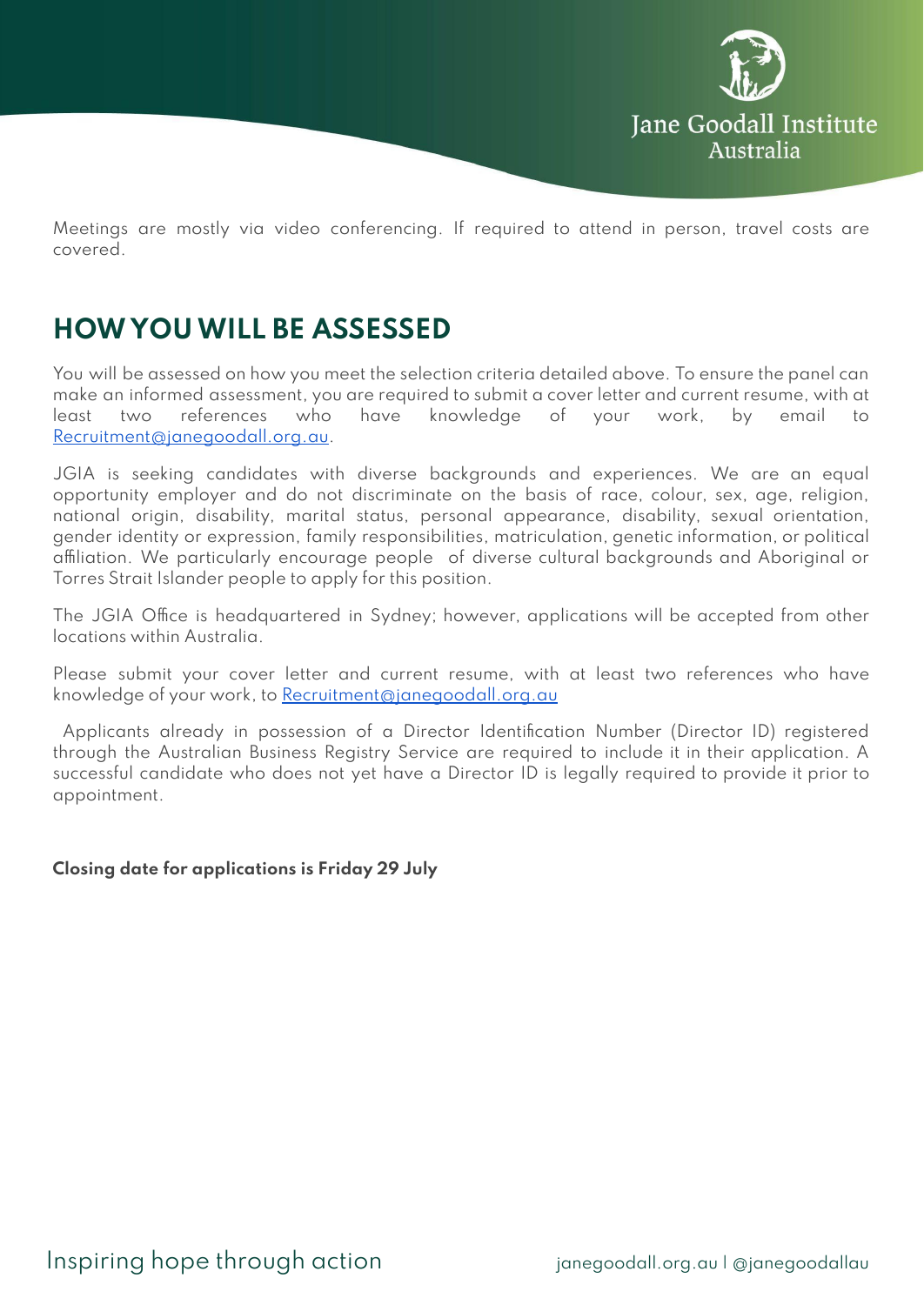Meetings are mostly via video conferencing. If required to attend in person, travel costs are covered.

## HOW YOU WILL BE ASSESSED

You will be assessed on how you meet the selection criteria detailed above. To ensure the panel can make an informed assessment, you are required to submit a cover letter and current resume, with at least two references who have knowledge of your work, by email to Recruitment@janegoodall.org.au.

JGIA is seeking candidates with diverse backgrounds and experiences. We are an equal opportunity employer and do not discriminate on the basis of race, colour, sex, age, religion, national origin, disability, marital status, personal appearance, disability, sexual orientation, gender identity or expression, family responsibilities, matriculation, genetic information, or political affiliation. We particularly encourage people of diverse cultural backgrounds and Aboriginal or Torres Strait Islander people to apply for this position.

The JGIA Office is headquartered in Sydney; however, applications will be accepted from other locations within Australia.

Please submit your cover letter and current resume, with at least two references who have knowledge of your work, to Recruitment@janegoodall.org.au

Applicants already in possession of a Director Identification Number (Director ID) registered through the Australian Business Registry Service are required to include it in their application. A successful candidate who does not yet have a Director ID is legally required to provide it prior to appointment.

**Closing date for applications is Friday 29 July**